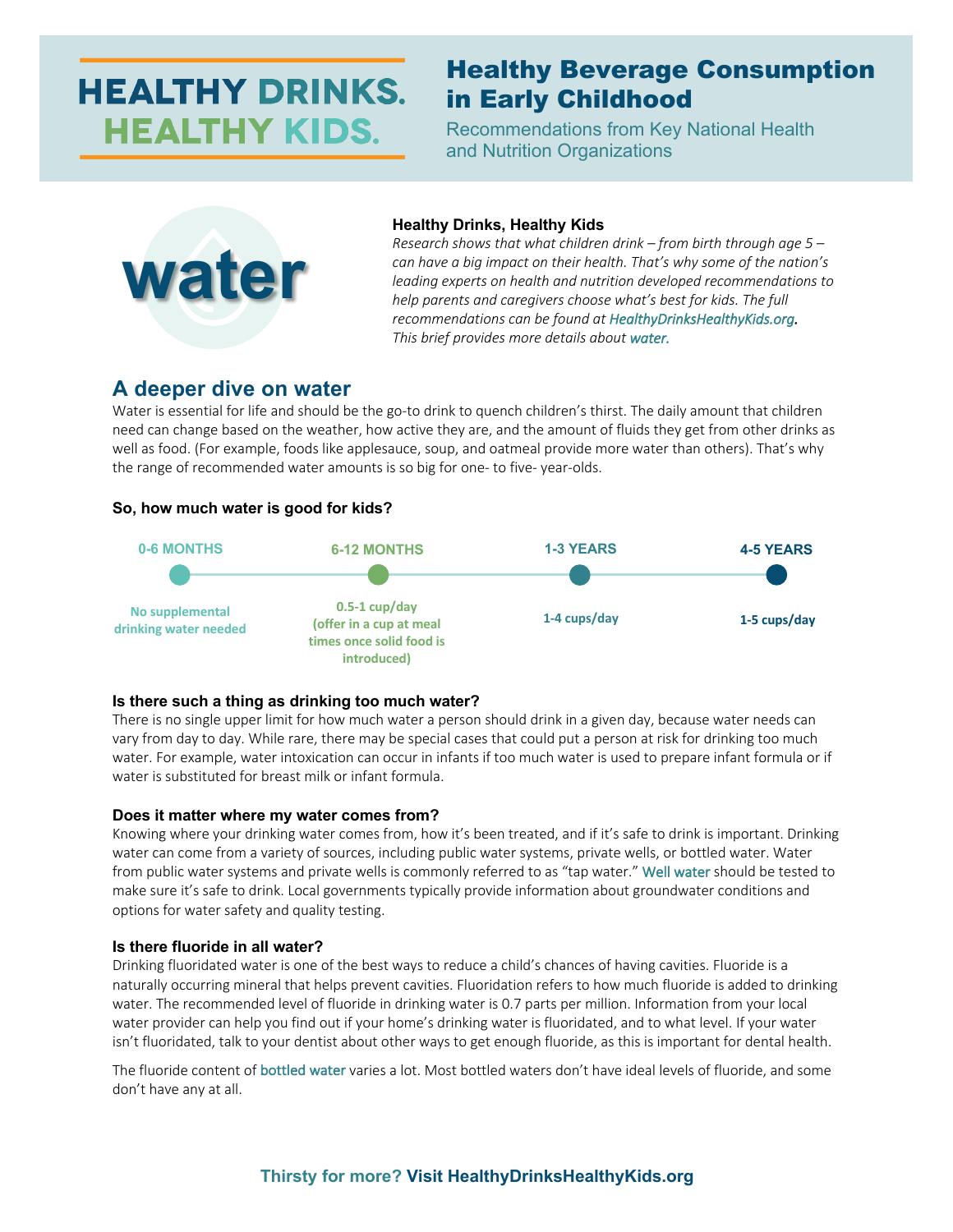# HEALTHY DRINKS. HEALTHY KIDS.

# Healthy Beverage Consumption in Early Childhood

Recommendations from Key National Health and Nutrition Organizations

water

### Healthy Drinks, Healthy Kids

*Research shows that what children drink – from birth through age 5 – can have a big impact on their health. That's why some of the nation's leading experts on health and nutrition developed recommendations to help parents and caregivers choose what's best for kids. The full recommendations can be found at HealthyDrinksHealthyKids.org. This brief provides more details about water.*

## A deeper dive on water

Water is essential for life and should be the go-to drink to quench children's thirst. The daily amount that children need can change based on the weather, how active they are, and the amount of fluids they get from other drinks as well as food. (For example, foods like applesauce, soup, and oatmeal provide more water than others). That's why the range of recommended water amounts is so big for one- to five- year-olds.

### So, how much water is good for kids?

| 0-6 MONTHS | 6-12 MONTHS | 1-3 YEARS | 4-5 YEARS |
|---|---|---|---|
| No supplemental drinking water needed | 0.5-1 cup/day (offer in a cup at meal times once solid food is introduced) | 1-4 cups/day | 1-5 cups/day |

### Is there such a thing as drinking too much water?

There is no single upper limit for how much water a person should drink in a given day, because water needs can vary from day to day. While rare, there may be special cases that could put a person at risk for drinking too much water. For example, water intoxication can occur in infants if too much water is used to prepare infant formula or if water is substituted for breast milk or infant formula.

### Does it matter where my water comes from?

Knowing where your drinking water comes from, how it's been treated, and if it's safe to drink is important. Drinking water can come from a variety of sources, including public water systems, private wells, or bottled water. Water from public water systems and private wells is commonly referred to as "tap water." Well water should be tested to make sure it's safe to drink. Local governments typically provide information about groundwater conditions and options for water safety and quality testing.

### Is there fluoride in all water?

Drinking fluoridated water is one of the best ways to reduce a child's chances of having cavities. Fluoride is a naturally occurring mineral that helps prevent cavities. Fluoridation refers to how much fluoride is added to drinking water. The recommended level of fluoride in drinking water is 0.7 parts per million. Information from your local water provider can help you find out if your home's drinking water is fluoridated, and to what level. If your water isn't fluoridated, talk to your dentist about other ways to get enough fluoride, as this is important for dental health.

The fluoride content of bottled water varies a lot. Most bottled waters don't have ideal levels of fluoride, and some don't have any at all.

**Thirsty for more? Visit HealthyDrinksHealthyKids.org**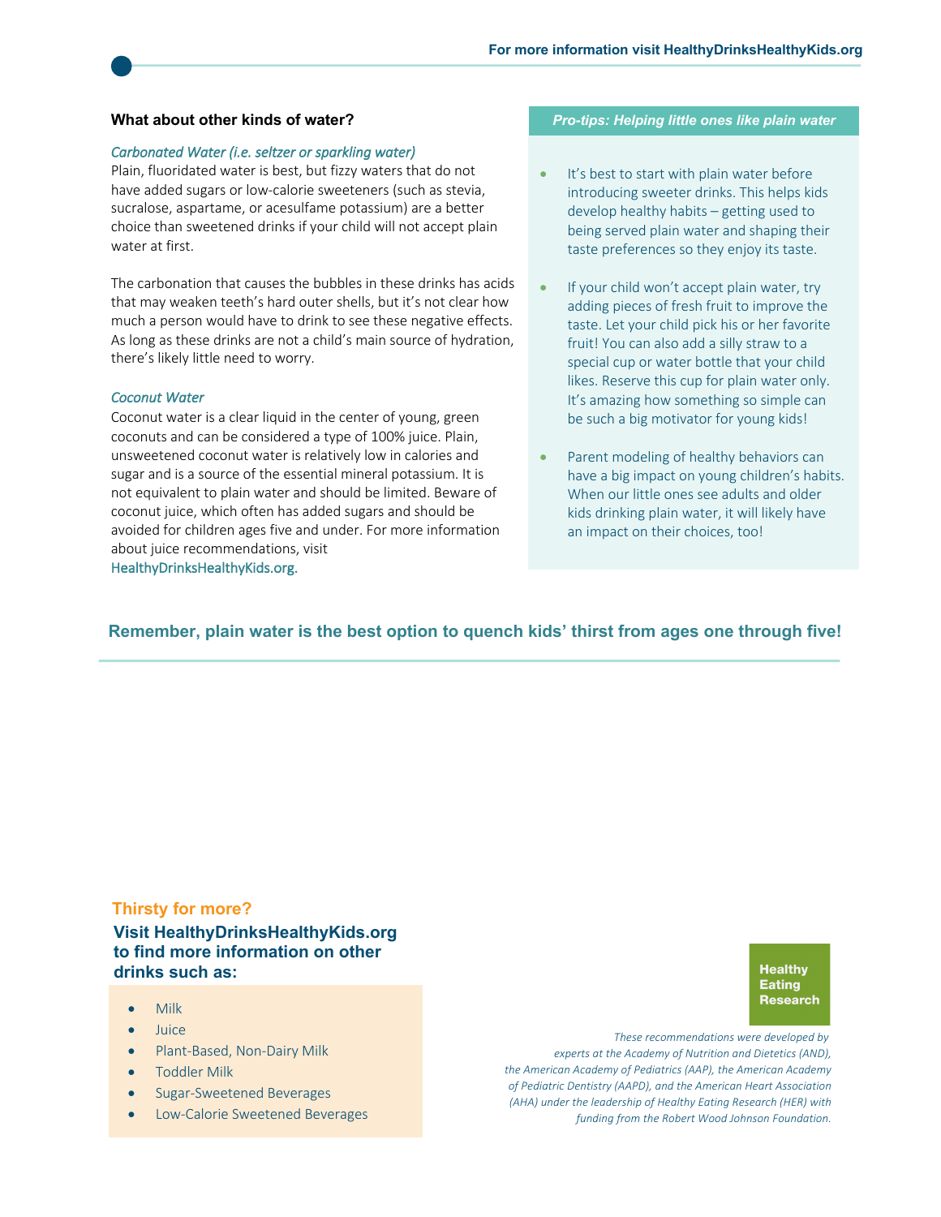## What about other kinds of water?

*Carbonated Water (i.e. seltzer or sparkling water)*

Plain, fluoridated water is best, but fizzy waters that do not have added sugars or low-calorie sweeteners (such as stevia, sucralose, aspartame, or acesulfame potassium) are a better choice than sweetened drinks if your child will not accept plain water at first.

The carbonation that causes the bubbles in these drinks has acids that may weaken teeth's hard outer shells, but it's not clear how much a person would have to drink to see these negative effects. As long as these drinks are not a child's main source of hydration, there's likely little need to worry.

*Coconut Water*

Coconut water is a clear liquid in the center of young, green coconuts and can be considered a type of 100% juice. Plain, unsweetened coconut water is relatively low in calories and sugar and is a source of the essential mineral potassium. It is not equivalent to plain water and should be limited. Beware of coconut juice, which often has added sugars and should be avoided for children ages five and under. For more information about juice recommendations, visit HealthyDrinksHealthyKids.org.

### *Pro-tips: Helping little ones like plain water*

- It's best to start with plain water before introducing sweeter drinks. This helps kids develop healthy habits – getting used to being served plain water and shaping their taste preferences so they enjoy its taste.
- If your child won't accept plain water, try adding pieces of fresh fruit to improve the taste. Let your child pick his or her favorite fruit! You can also add a silly straw to a special cup or water bottle that your child likes. Reserve this cup for plain water only. It's amazing how something so simple can be such a big motivator for young kids!
- Parent modeling of healthy behaviors can have a big impact on young children's habits. When our little ones see adults and older kids drinking plain water, it will likely have an impact on their choices, too!

**Remember, plain water is the best option to quench kids' thirst from ages one through five!**

---

**Thirsty for more?**

**Visit HealthyDrinksHealthyKids.org to find more information on other drinks such as:**

- Milk
- Juice
- Plant-Based, Non-Dairy Milk
- Toddler Milk
- Sugar-Sweetened Beverages
- Low-Calorie Sweetened Beverages

Healthy Eating Research

*These recommendations were developed by experts at the Academy of Nutrition and Dietetics (AND), the American Academy of Pediatrics (AAP), the American Academy of Pediatric Dentistry (AAPD), and the American Heart Association (AHA) under the leadership of Healthy Eating Research (HER) with funding from the Robert Wood Johnson Foundation.*